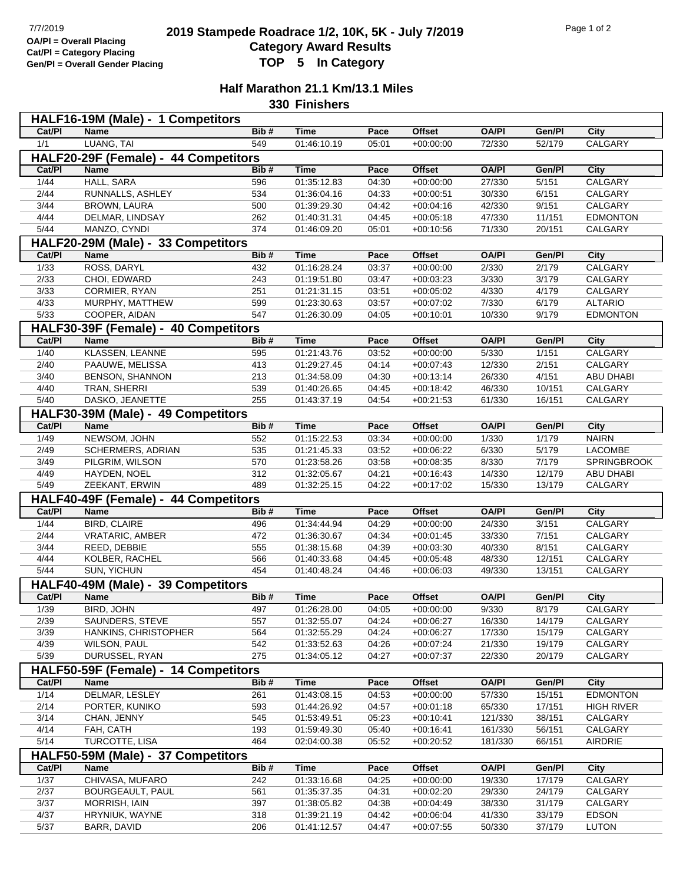7/7/2019

**OA/Pl = Overall Placing**
**Cat/Pl = Category Placing**
**Gen/Pl = Overall Gender Placing**

# 2019 Stampede Roadrace 1/2, 10K, 5K - July 7/2019
## Category Award Results
## TOP 5 In Category

### Half Marathon 21.1 Km/13.1 Miles
### 330 Finishers

**HALF16-19M (Male) - 1 Competitors**

| Cat/Pl | Name | Bib # | Time | Pace | Offset | OA/Pl | Gen/Pl | City |
|---|---|---|---|---|---|---|---|---|
| 1/1 | LUANG, TAI | 549 | 01:46:10.19 | 05:01 | +00:00:00 | 72/330 | 52/179 | CALGARY |

**HALF20-29F (Female) - 44 Competitors**

| Cat/Pl | Name | Bib # | Time | Pace | Offset | OA/Pl | Gen/Pl | City |
|---|---|---|---|---|---|---|---|---|
| 1/44 | HALL, SARA | 596 | 01:35:12.83 | 04:30 | +00:00:00 | 27/330 | 5/151 | CALGARY |
| 2/44 | RUNNALLS, ASHLEY | 534 | 01:36:04.16 | 04:33 | +00:00:51 | 30/330 | 6/151 | CALGARY |
| 3/44 | BROWN, LAURA | 500 | 01:39:29.30 | 04:42 | +00:04:16 | 42/330 | 9/151 | CALGARY |
| 4/44 | DELMAR, LINDSAY | 262 | 01:40:31.31 | 04:45 | +00:05:18 | 47/330 | 11/151 | EDMONTON |
| 5/44 | MANZO, CYNDI | 374 | 01:46:09.20 | 05:01 | +00:10:56 | 71/330 | 20/151 | CALGARY |

**HALF20-29M (Male) - 33 Competitors**

| Cat/Pl | Name | Bib # | Time | Pace | Offset | OA/Pl | Gen/Pl | City |
|---|---|---|---|---|---|---|---|---|
| 1/33 | ROSS, DARYL | 432 | 01:16:28.24 | 03:37 | +00:00:00 | 2/330 | 2/179 | CALGARY |
| 2/33 | CHOI, EDWARD | 243 | 01:19:51.80 | 03:47 | +00:03:23 | 3/330 | 3/179 | CALGARY |
| 3/33 | CORMIER, RYAN | 251 | 01:21:31.15 | 03:51 | +00:05:02 | 4/330 | 4/179 | CALGARY |
| 4/33 | MURPHY, MATTHEW | 599 | 01:23:30.63 | 03:57 | +00:07:02 | 7/330 | 6/179 | ALTARIO |
| 5/33 | COOPER, AIDAN | 547 | 01:26:30.09 | 04:05 | +00:10:01 | 10/330 | 9/179 | EDMONTON |

**HALF30-39F (Female) - 40 Competitors**

| Cat/Pl | Name | Bib # | Time | Pace | Offset | OA/Pl | Gen/Pl | City |
|---|---|---|---|---|---|---|---|---|
| 1/40 | KLASSEN, LEANNE | 595 | 01:21:43.76 | 03:52 | +00:00:00 | 5/330 | 1/151 | CALGARY |
| 2/40 | PAAUWE, MELISSA | 413 | 01:29:27.45 | 04:14 | +00:07:43 | 12/330 | 2/151 | CALGARY |
| 3/40 | BENSON, SHANNON | 213 | 01:34:58.09 | 04:30 | +00:13:14 | 26/330 | 4/151 | ABU DHABI |
| 4/40 | TRAN, SHERRI | 539 | 01:40:26.65 | 04:45 | +00:18:42 | 46/330 | 10/151 | CALGARY |
| 5/40 | DASKO, JEANETTE | 255 | 01:43:37.19 | 04:54 | +00:21:53 | 61/330 | 16/151 | CALGARY |

**HALF30-39M (Male) - 49 Competitors**

| Cat/Pl | Name | Bib # | Time | Pace | Offset | OA/Pl | Gen/Pl | City |
|---|---|---|---|---|---|---|---|---|
| 1/49 | NEWSOM, JOHN | 552 | 01:15:22.53 | 03:34 | +00:00:00 | 1/330 | 1/179 | NAIRN |
| 2/49 | SCHERMERS, ADRIAN | 535 | 01:21:45.33 | 03:52 | +00:06:22 | 6/330 | 5/179 | LACOMBE |
| 3/49 | PILGRIM, WILSON | 570 | 01:23:58.26 | 03:58 | +00:08:35 | 8/330 | 7/179 | SPRINGBROOK |
| 4/49 | HAYDEN, NOEL | 312 | 01:32:05.67 | 04:21 | +00:16:43 | 14/330 | 12/179 | ABU DHABI |
| 5/49 | ZEEKANT, ERWIN | 489 | 01:32:25.15 | 04:22 | +00:17:02 | 15/330 | 13/179 | CALGARY |

**HALF40-49F (Female) - 44 Competitors**

| Cat/Pl | Name | Bib # | Time | Pace | Offset | OA/Pl | Gen/Pl | City |
|---|---|---|---|---|---|---|---|---|
| 1/44 | BIRD, CLAIRE | 496 | 01:34:44.94 | 04:29 | +00:00:00 | 24/330 | 3/151 | CALGARY |
| 2/44 | VRATARIC, AMBER | 472 | 01:36:30.67 | 04:34 | +00:01:45 | 33/330 | 7/151 | CALGARY |
| 3/44 | REED, DEBBIE | 555 | 01:38:15.68 | 04:39 | +00:03:30 | 40/330 | 8/151 | CALGARY |
| 4/44 | KOLBER, RACHEL | 566 | 01:40:33.68 | 04:45 | +00:05:48 | 48/330 | 12/151 | CALGARY |
| 5/44 | SUN, YICHUN | 454 | 01:40:48.24 | 04:46 | +00:06:03 | 49/330 | 13/151 | CALGARY |

**HALF40-49M (Male) - 39 Competitors**

| Cat/Pl | Name | Bib # | Time | Pace | Offset | OA/Pl | Gen/Pl | City |
|---|---|---|---|---|---|---|---|---|
| 1/39 | BIRD, JOHN | 497 | 01:26:28.00 | 04:05 | +00:00:00 | 9/330 | 8/179 | CALGARY |
| 2/39 | SAUNDERS, STEVE | 557 | 01:32:55.07 | 04:24 | +00:06:27 | 16/330 | 14/179 | CALGARY |
| 3/39 | HANKINS, CHRISTOPHER | 564 | 01:32:55.29 | 04:24 | +00:06:27 | 17/330 | 15/179 | CALGARY |
| 4/39 | WILSON, PAUL | 542 | 01:33:52.63 | 04:26 | +00:07:24 | 21/330 | 19/179 | CALGARY |
| 5/39 | DURUSSEL, RYAN | 275 | 01:34:05.12 | 04:27 | +00:07:37 | 22/330 | 20/179 | CALGARY |

**HALF50-59F (Female) - 14 Competitors**

| Cat/Pl | Name | Bib # | Time | Pace | Offset | OA/Pl | Gen/Pl | City |
|---|---|---|---|---|---|---|---|---|
| 1/14 | DELMAR, LESLEY | 261 | 01:43:08.15 | 04:53 | +00:00:00 | 57/330 | 15/151 | EDMONTON |
| 2/14 | PORTER, KUNIKO | 593 | 01:44:26.92 | 04:57 | +00:01:18 | 65/330 | 17/151 | HIGH RIVER |
| 3/14 | CHAN, JENNY | 545 | 01:53:49.51 | 05:23 | +00:10:41 | 121/330 | 38/151 | CALGARY |
| 4/14 | FAH, CATH | 193 | 01:59:49.30 | 05:40 | +00:16:41 | 161/330 | 56/151 | CALGARY |
| 5/14 | TURCOTTE, LISA | 464 | 02:04:00.38 | 05:52 | +00:20:52 | 181/330 | 66/151 | AIRDRIE |

**HALF50-59M (Male) - 37 Competitors**

| Cat/Pl | Name | Bib # | Time | Pace | Offset | OA/Pl | Gen/Pl | City |
|---|---|---|---|---|---|---|---|---|
| 1/37 | CHIVASA, MUFARO | 242 | 01:33:16.68 | 04:25 | +00:00:00 | 19/330 | 17/179 | CALGARY |
| 2/37 | BOURGEAULT, PAUL | 561 | 01:35:37.35 | 04:31 | +00:02:20 | 29/330 | 24/179 | CALGARY |
| 3/37 | MORRISH, IAIN | 397 | 01:38:05.82 | 04:38 | +00:04:49 | 38/330 | 31/179 | CALGARY |
| 4/37 | HRYNIUK, WAYNE | 318 | 01:39:21.19 | 04:42 | +00:06:04 | 41/330 | 33/179 | EDSON |
| 5/37 | BARR, DAVID | 206 | 01:41:12.57 | 04:47 | +00:07:55 | 50/330 | 37/179 | LUTON |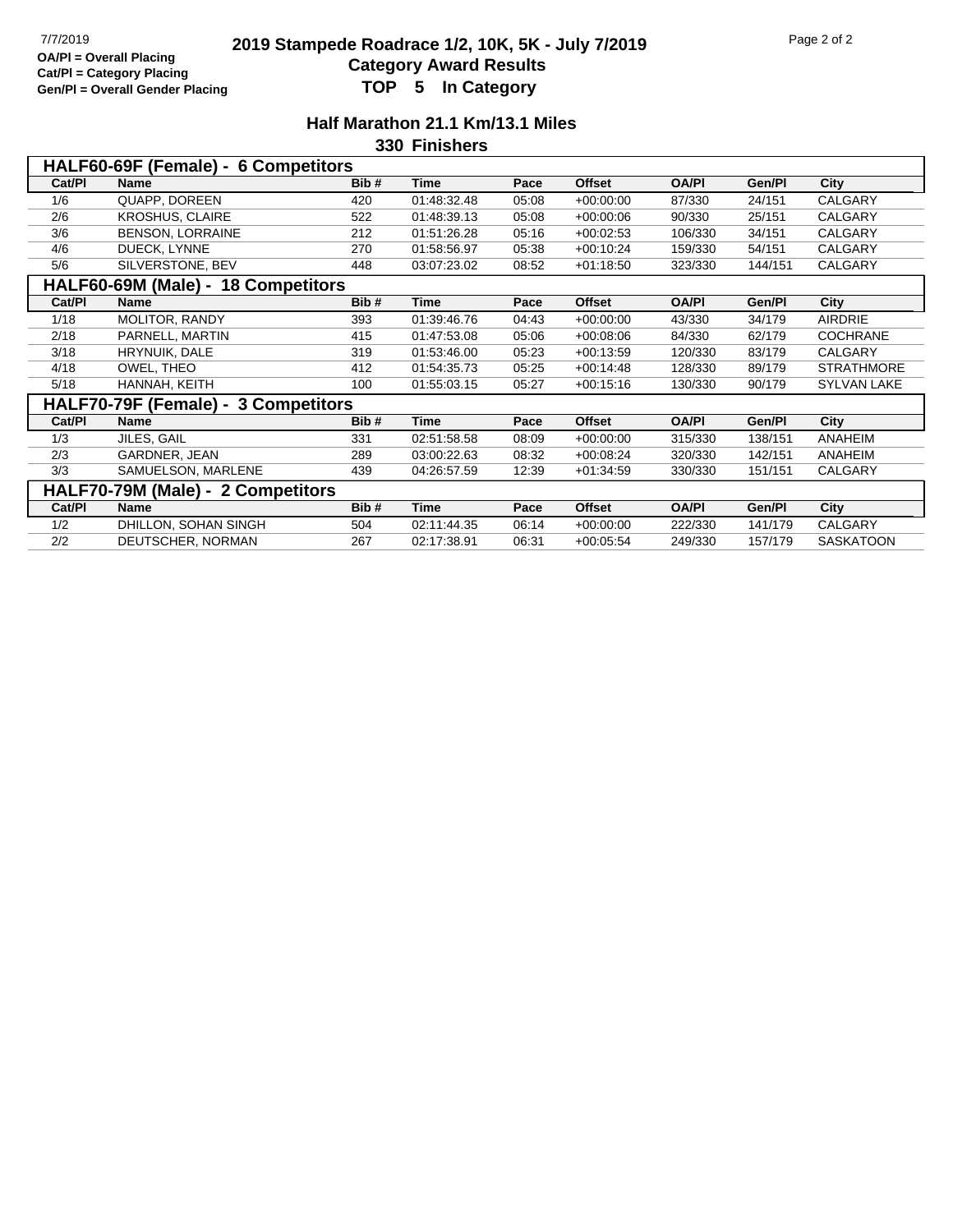OA/Pl = Overall Placing
Cat/Pl = Category Placing
Gen/Pl = Overall Gender Placing

# 2019 Stampede Roadrace 1/2, 10K, 5K - July 7/2019
## Category Award Results
## TOP 5 In Category

### Half Marathon 21.1 Km/13.1 Miles
### 330 Finishers

**HALF60-69F (Female) - 6 Competitors**

| Cat/Pl | Name | Bib # | Time | Pace | Offset | OA/Pl | Gen/Pl | City |
|---|---|---|---|---|---|---|---|---|
| 1/6 | QUAPP, DOREEN | 420 | 01:48:32.48 | 05:08 | +00:00:00 | 87/330 | 24/151 | CALGARY |
| 2/6 | KROSHUS, CLAIRE | 522 | 01:48:39.13 | 05:08 | +00:00:06 | 90/330 | 25/151 | CALGARY |
| 3/6 | BENSON, LORRAINE | 212 | 01:51:26.28 | 05:16 | +00:02:53 | 106/330 | 34/151 | CALGARY |
| 4/6 | DUECK, LYNNE | 270 | 01:58:56.97 | 05:38 | +00:10:24 | 159/330 | 54/151 | CALGARY |
| 5/6 | SILVERSTONE, BEV | 448 | 03:07:23.02 | 08:52 | +01:18:50 | 323/330 | 144/151 | CALGARY |

**HALF60-69M (Male) - 18 Competitors**

| Cat/Pl | Name | Bib # | Time | Pace | Offset | OA/Pl | Gen/Pl | City |
|---|---|---|---|---|---|---|---|---|
| 1/18 | MOLITOR, RANDY | 393 | 01:39:46.76 | 04:43 | +00:00:00 | 43/330 | 34/179 | AIRDRIE |
| 2/18 | PARNELL, MARTIN | 415 | 01:47:53.08 | 05:06 | +00:08:06 | 84/330 | 62/179 | COCHRANE |
| 3/18 | HRYNUIK, DALE | 319 | 01:53:46.00 | 05:23 | +00:13:59 | 120/330 | 83/179 | CALGARY |
| 4/18 | OWEL, THEO | 412 | 01:54:35.73 | 05:25 | +00:14:48 | 128/330 | 89/179 | STRATHMORE |
| 5/18 | HANNAH, KEITH | 100 | 01:55:03.15 | 05:27 | +00:15:16 | 130/330 | 90/179 | SYLVAN LAKE |

**HALF70-79F (Female) - 3 Competitors**

| Cat/Pl | Name | Bib # | Time | Pace | Offset | OA/Pl | Gen/Pl | City |
|---|---|---|---|---|---|---|---|---|
| 1/3 | JILES, GAIL | 331 | 02:51:58.58 | 08:09 | +00:00:00 | 315/330 | 138/151 | ANAHEIM |
| 2/3 | GARDNER, JEAN | 289 | 03:00:22.63 | 08:32 | +00:08:24 | 320/330 | 142/151 | ANAHEIM |
| 3/3 | SAMUELSON, MARLENE | 439 | 04:26:57.59 | 12:39 | +01:34:59 | 330/330 | 151/151 | CALGARY |

**HALF70-79M (Male) - 2 Competitors**

| Cat/Pl | Name | Bib # | Time | Pace | Offset | OA/Pl | Gen/Pl | City |
|---|---|---|---|---|---|---|---|---|
| 1/2 | DHILLON, SOHAN SINGH | 504 | 02:11:44.35 | 06:14 | +00:00:00 | 222/330 | 141/179 | CALGARY |
| 2/2 | DEUTSCHER, NORMAN | 267 | 02:17:38.91 | 06:31 | +00:05:54 | 249/330 | 157/179 | SASKATOON |